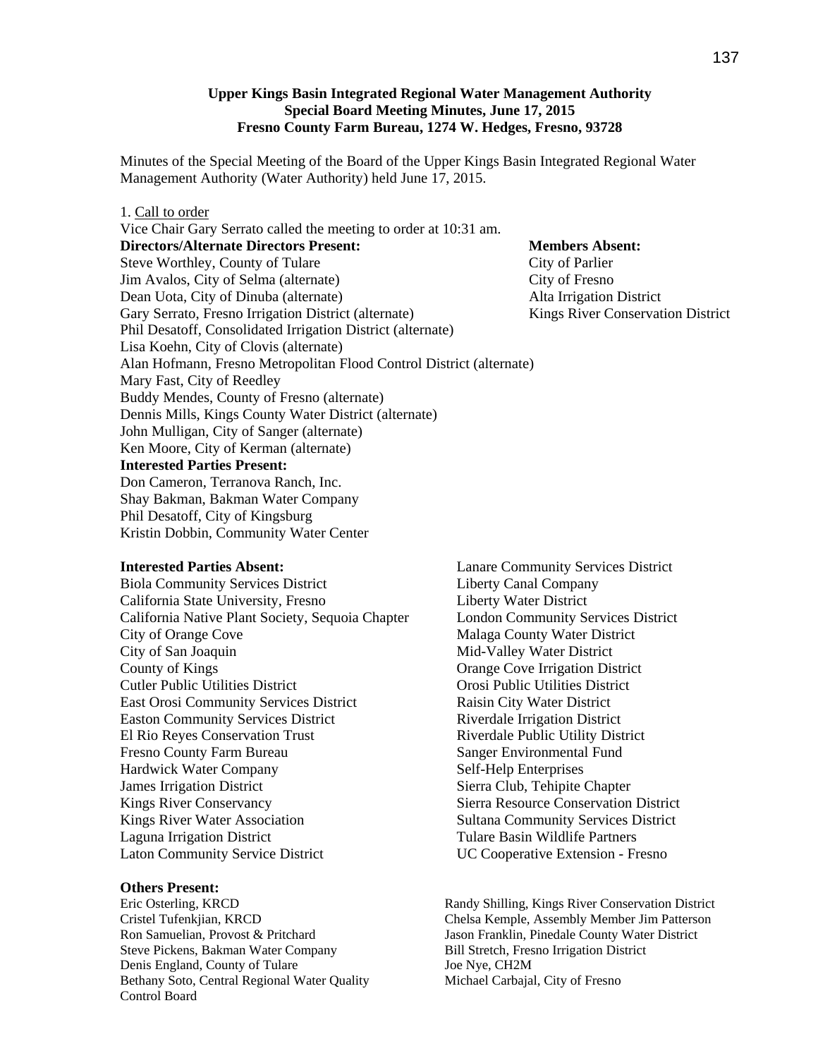**Upper Kings Basin Integrated Regional Water Management Authority**
**Special Board Meeting Minutes, June 17, 2015**
**Fresno County Farm Bureau, 1274 W. Hedges, Fresno, 93728**

Minutes of the Special Meeting of the Board of the Upper Kings Basin Integrated Regional Water Management Authority (Water Authority) held June 17, 2015.

1. Call to order

Vice Chair Gary Serrato called the meeting to order at 10:31 am.

**Directors/Alternate Directors Present:**

Steve Worthley, County of Tulare
Jim Avalos, City of Selma (alternate)
Dean Uota, City of Dinuba (alternate)
Gary Serrato, Fresno Irrigation District (alternate)
Phil Desatoff, Consolidated Irrigation District (alternate)
Lisa Koehn, City of Clovis (alternate)
Alan Hofmann, Fresno Metropolitan Flood Control District (alternate)
Mary Fast, City of Reedley
Buddy Mendes, County of Fresno (alternate)
Dennis Mills, Kings County Water District (alternate)
John Mulligan, City of Sanger (alternate)
Ken Moore, City of Kerman (alternate)

**Members Absent:**

City of Parlier
City of Fresno
Alta Irrigation District
Kings River Conservation District

**Interested Parties Present:**

Don Cameron, Terranova Ranch, Inc.
Shay Bakman, Bakman Water Company
Phil Desatoff, City of Kingsburg
Kristin Dobbin, Community Water Center

**Interested Parties Absent:**

Biola Community Services District
California State University, Fresno
California Native Plant Society, Sequoia Chapter
City of Orange Cove
City of San Joaquin
County of Kings
Cutler Public Utilities District
East Orosi Community Services District
Easton Community Services District
El Rio Reyes Conservation Trust
Fresno County Farm Bureau
Hardwick Water Company
James Irrigation District
Kings River Conservancy
Kings River Water Association
Laguna Irrigation District
Laton Community Service District
Lanare Community Services District
Liberty Canal Company
Liberty Water District
London Community Services District
Malaga County Water District
Mid-Valley Water District
Orange Cove Irrigation District
Orosi Public Utilities District
Raisin City Water District
Riverdale Irrigation District
Riverdale Public Utility District
Sanger Environmental Fund
Self-Help Enterprises
Sierra Club, Tehipite Chapter
Sierra Resource Conservation District
Sultana Community Services District
Tulare Basin Wildlife Partners
UC Cooperative Extension - Fresno

**Others Present:**

Eric Osterling, KRCD
Cristel Tufenkjian, KRCD
Ron Samuelian, Provost & Pritchard
Steve Pickens, Bakman Water Company
Denis England, County of Tulare
Bethany Soto, Central Regional Water Quality Control Board
Randy Shilling, Kings River Conservation District
Chelsa Kemple, Assembly Member Jim Patterson
Jason Franklin, Pinedale County Water District
Bill Stretch, Fresno Irrigation District
Joe Nye, CH2M
Michael Carbajal, City of Fresno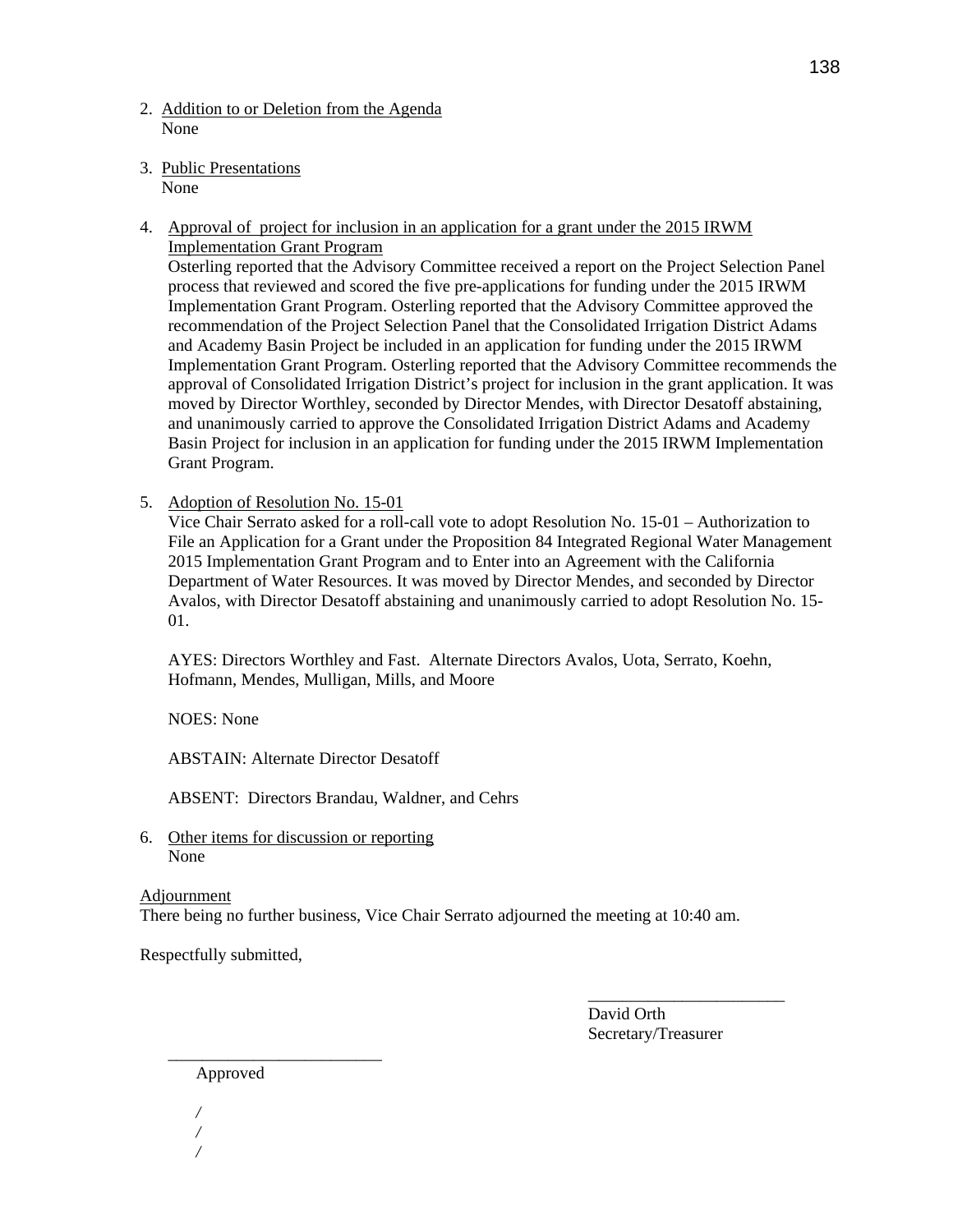2. Addition to or Deletion from the Agenda
   None

3. Public Presentations
   None

4. Approval of project for inclusion in an application for a grant under the 2015 IRWM Implementation Grant Program
   Osterling reported that the Advisory Committee received a report on the Project Selection Panel process that reviewed and scored the five pre-applications for funding under the 2015 IRWM Implementation Grant Program. Osterling reported that the Advisory Committee approved the recommendation of the Project Selection Panel that the Consolidated Irrigation District Adams and Academy Basin Project be included in an application for funding under the 2015 IRWM Implementation Grant Program. Osterling reported that the Advisory Committee recommends the approval of Consolidated Irrigation District's project for inclusion in the grant application. It was moved by Director Worthley, seconded by Director Mendes, with Director Desatoff abstaining, and unanimously carried to approve the Consolidated Irrigation District Adams and Academy Basin Project for inclusion in an application for funding under the 2015 IRWM Implementation Grant Program.

5. Adoption of Resolution No. 15-01
   Vice Chair Serrato asked for a roll-call vote to adopt Resolution No. 15-01 – Authorization to File an Application for a Grant under the Proposition 84 Integrated Regional Water Management 2015 Implementation Grant Program and to Enter into an Agreement with the California Department of Water Resources. It was moved by Director Mendes, and seconded by Director Avalos, with Director Desatoff abstaining and unanimously carried to adopt Resolution No. 15-01.

   AYES: Directors Worthley and Fast. Alternate Directors Avalos, Uota, Serrato, Koehn, Hofmann, Mendes, Mulligan, Mills, and Moore

   NOES: None

   ABSTAIN: Alternate Director Desatoff

   ABSENT: Directors Brandau, Waldner, and Cehrs

6. Other items for discussion or reporting
   None

Adjournment
There being no further business, Vice Chair Serrato adjourned the meeting at 10:40 am.

Respectfully submitted,

_______________________
David Orth
Secretary/Treasurer

_________________________
Approved

/
/
/